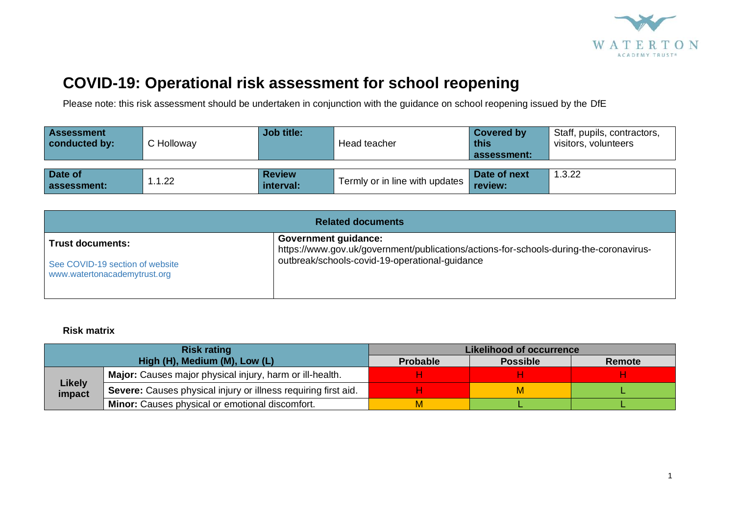# COVID-19: Operational risk assessment for school reopening

Please note: this risk assessment should be undertaken in conjunction with the guidance on school reopening issued by the DfE

| **Assessment conducted by:** | C Holloway | **Job title:** | Head teacher | **Covered by this assessment:** | Staff, pupils, contractors, visitors, volunteers |
|---|---|---|---|---|---|
| **Date of assessment:** | 1.1.22 | **Review interval:** | Termly or in line with updates | **Date of next review:** | 1.3.22 |

| **Related documents** | |
|---|---|
| **Trust documents:**<br><br>See COVID-19 section of website www.watertonacademytrust.org | **Government guidance:**<br>https://www.gov.uk/government/publications/actions-for-schools-during-the-coronavirus-outbreak/schools-covid-19-operational-guidance |

**Risk matrix**

| **Risk rating High (H), Medium (M), Low (L)** | | **Likelihood of occurrence** | | |
|---|---|---|---|---|
| | | **Probable** | **Possible** | **Remote** |
| **Likely impact** | **Major:** Causes major physical injury, harm or ill-health. | H | H | H |
| | **Severe:** Causes physical injury or illness requiring first aid. | H | M | L |
| | **Minor:** Causes physical or emotional discomfort. | M | L | L |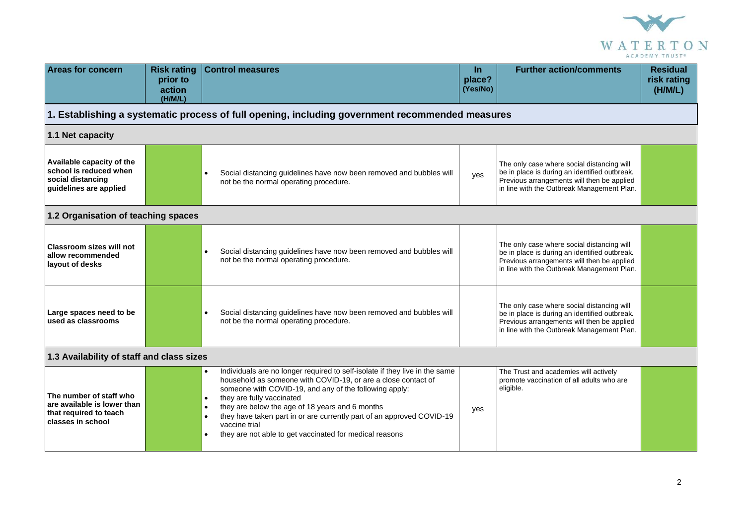| Areas for concern | Risk rating prior to action (H/M/L) | Control measures | In place? (Yes/No) | Further action/comments | Residual risk rating (H/M/L) |
|---|---|---|---|---|---|
| **1. Establishing a systematic process of full opening, including government recommended measures** | | | | | |
| **1.1 Net capacity** | | | | | |
| **Available capacity of the school is reduced when social distancing guidelines are applied** | | • Social distancing guidelines have now been removed and bubbles will not be the normal operating procedure. | yes | The only case where social distancing will be in place is during an identified outbreak. Previous arrangements will then be applied in line with the Outbreak Management Plan. | |
| **1.2 Organisation of teaching spaces** | | | | | |
| **Classroom sizes will not allow recommended layout of desks** | | • Social distancing guidelines have now been removed and bubbles will not be the normal operating procedure. | | The only case where social distancing will be in place is during an identified outbreak. Previous arrangements will then be applied in line with the Outbreak Management Plan. | |
| **Large spaces need to be used as classrooms** | | • Social distancing guidelines have now been removed and bubbles will not be the normal operating procedure. | | The only case where social distancing will be in place is during an identified outbreak. Previous arrangements will then be applied in line with the Outbreak Management Plan. | |
| **1.3 Availability of staff and class sizes** | | | | | |
| **The number of staff who are available is lower than that required to teach classes in school** | | • Individuals are no longer required to self-isolate if they live in the same household as someone with COVID-19, or are a close contact of someone with COVID-19, and any of the following apply:<br>• they are fully vaccinated<br>• they are below the age of 18 years and 6 months<br>• they have taken part in or are currently part of an approved COVID-19 vaccine trial<br>• they are not able to get vaccinated for medical reasons | yes | The Trust and academies will actively promote vaccination of all adults who are eligible. | |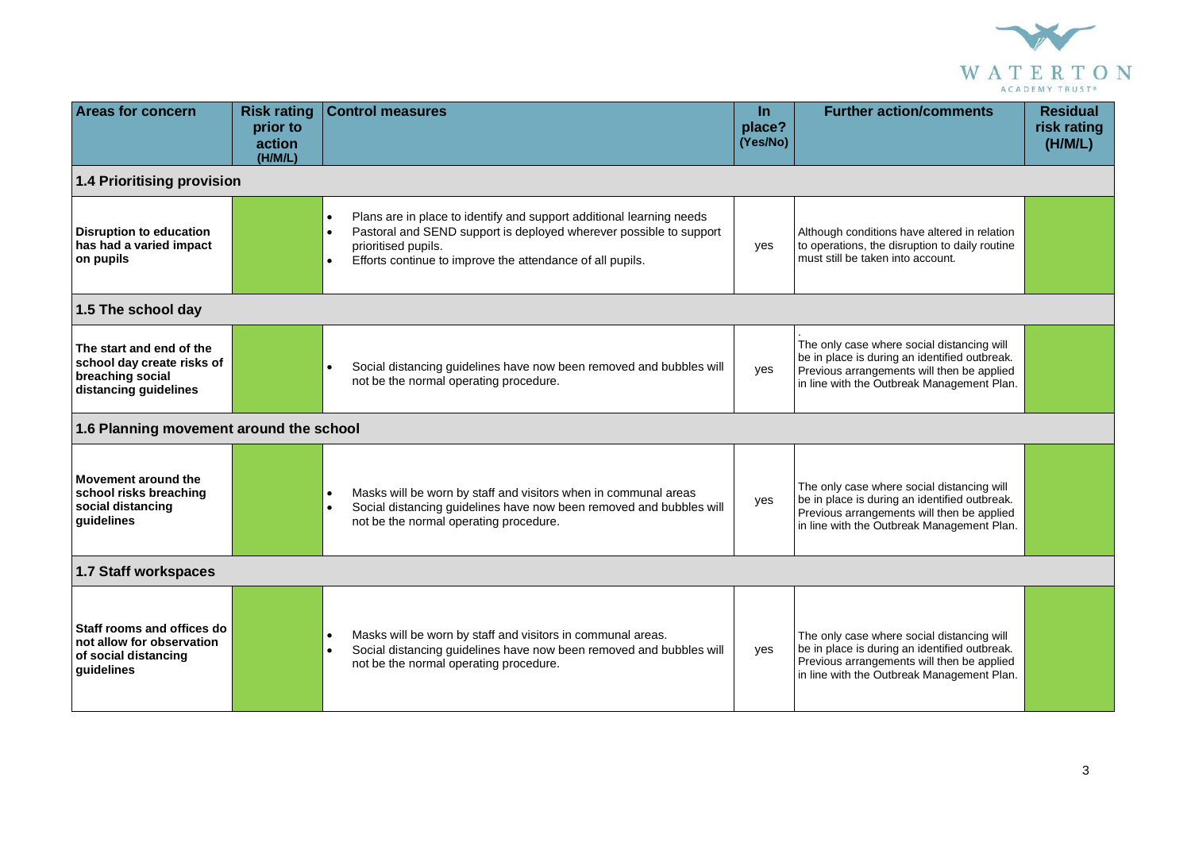| Areas for concern | Risk rating prior to action (H/M/L) | Control measures | In place? (Yes/No) | Further action/comments | Residual risk rating (H/M/L) |
|---|---|---|---|---|---|
| **1.4 Prioritising provision** | | | | | |
| **Disruption to education has had a varied impact on pupils** | | • Plans are in place to identify and support additional learning needs<br>• Pastoral and SEND support is deployed wherever possible to support prioritised pupils.<br>• Efforts continue to improve the attendance of all pupils. | yes | Although conditions have altered in relation to operations, the disruption to daily routine must still be taken into account. | |
| **1.5 The school day** | | | | | |
| **The start and end of the school day create risks of breaching social distancing guidelines** | | • Social distancing guidelines have now been removed and bubbles will not be the normal operating procedure. | yes | . The only case where social distancing will be in place is during an identified outbreak. Previous arrangements will then be applied in line with the Outbreak Management Plan. | |
| **1.6 Planning movement around the school** | | | | | |
| **Movement around the school risks breaching social distancing guidelines** | | • Masks will be worn by staff and visitors when in communal areas<br>• Social distancing guidelines have now been removed and bubbles will not be the normal operating procedure. | yes | The only case where social distancing will be in place is during an identified outbreak. Previous arrangements will then be applied in line with the Outbreak Management Plan. | |
| **1.7 Staff workspaces** | | | | | |
| **Staff rooms and offices do not allow for observation of social distancing guidelines** | | • Masks will be worn by staff and visitors in communal areas.<br>• Social distancing guidelines have now been removed and bubbles will not be the normal operating procedure. | yes | The only case where social distancing will be in place is during an identified outbreak. Previous arrangements will then be applied in line with the Outbreak Management Plan. | |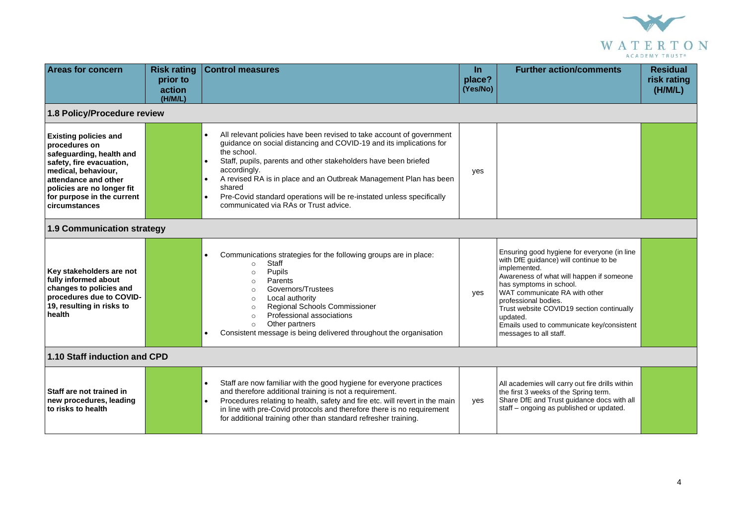| Areas for concern | Risk rating prior to action (H/M/L) | Control measures | In place? (Yes/No) | Further action/comments | Residual risk rating (H/M/L) |
|---|---|---|---|---|---|
| **1.8 Policy/Procedure review** | | | | | |
| **Existing policies and procedures on safeguarding, health and safety, fire evacuation, medical, behaviour, attendance and other policies are no longer fit for purpose in the current circumstances** | | • All relevant policies have been revised to take account of government guidance on social distancing and COVID-19 and its implications for the school.<br>• Staff, pupils, parents and other stakeholders have been briefed accordingly.<br>• A revised RA is in place and an Outbreak Management Plan has been shared<br>• Pre-Covid standard operations will be re-instated unless specifically communicated via RAs or Trust advice. | yes | | |
| **1.9 Communication strategy** | | | | | |
| **Key stakeholders are not fully informed about changes to policies and procedures due to COVID-19, resulting in risks to health** | | • Communications strategies for the following groups are in place:<br>○ Staff<br>○ Pupils<br>○ Parents<br>○ Governors/Trustees<br>○ Local authority<br>○ Regional Schools Commissioner<br>○ Professional associations<br>○ Other partners<br>• Consistent message is being delivered throughout the organisation | yes | Ensuring good hygiene for everyone (in line with DfE guidance) will continue to be implemented.<br>Awareness of what will happen if someone has symptoms in school.<br>WAT communicate RA with other professional bodies.<br>Trust website COVID19 section continually updated.<br>Emails used to communicate key/consistent messages to all staff. | |
| **1.10 Staff induction and CPD** | | | | | |
| **Staff are not trained in new procedures, leading to risks to health** | | • Staff are now familiar with the good hygiene for everyone practices and therefore additional training is not a requirement.<br>• Procedures relating to health, safety and fire etc. will revert in the main in line with pre-Covid protocols and therefore there is no requirement for additional training other than standard refresher training. | yes | All academies will carry out fire drills within the first 3 weeks of the Spring term.<br>Share DfE and Trust guidance docs with all staff – ongoing as published or updated. | |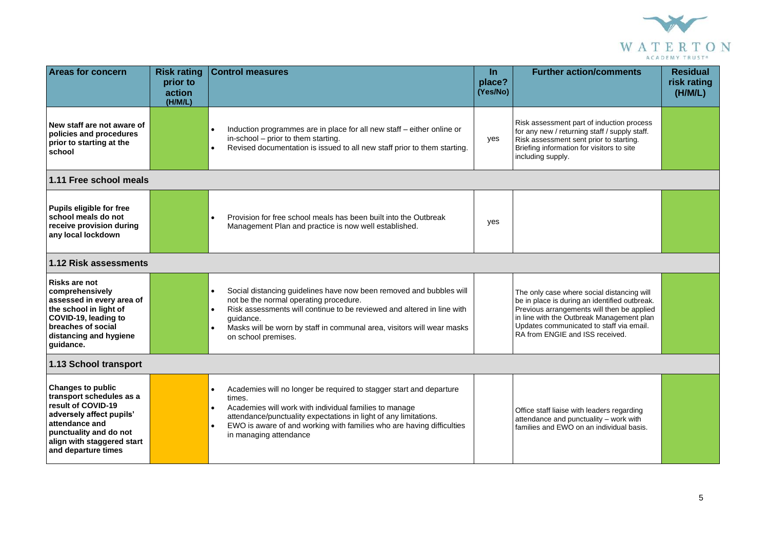| Areas for concern | Risk rating prior to action (H/M/L) | Control measures | In place? (Yes/No) | Further action/comments | Residual risk rating (H/M/L) |
|---|---|---|---|---|---|
| **New staff are not aware of policies and procedures prior to starting at the school** | | • Induction programmes are in place for all new staff – either online or in-school – prior to them starting.<br>• Revised documentation is issued to all new staff prior to them starting. | yes | Risk assessment part of induction process for any new / returning staff / supply staff. Risk assessment sent prior to starting. Briefing information for visitors to site including supply. | |
| **1.11 Free school meals** | | | | | |
| **Pupils eligible for free school meals do not receive provision during any local lockdown** | | • Provision for free school meals has been built into the Outbreak Management Plan and practice is now well established. | yes | | |
| **1.12 Risk assessments** | | | | | |
| **Risks are not comprehensively assessed in every area of the school in light of COVID-19, leading to breaches of social distancing and hygiene guidance.** | | • Social distancing guidelines have now been removed and bubbles will not be the normal operating procedure.<br>• Risk assessments will continue to be reviewed and altered in line with guidance.<br>• Masks will be worn by staff in communal area, visitors will wear masks on school premises. | | The only case where social distancing will be in place is during an identified outbreak. Previous arrangements will then be applied in line with the Outbreak Management plan Updates communicated to staff via email. RA from ENGIE and ISS received. | |
| **1.13 School transport** | | | | | |
| **Changes to public transport schedules as a result of COVID-19 adversely affect pupils' attendance and punctuality and do not align with staggered start and departure times** | | • Academies will no longer be required to stagger start and departure times.<br>• Academies will work with individual families to manage attendance/punctuality expectations in light of any limitations.<br>• EWO is aware of and working with families who are having difficulties in managing attendance | | Office staff liaise with leaders regarding attendance and punctuality – work with families and EWO on an individual basis. | |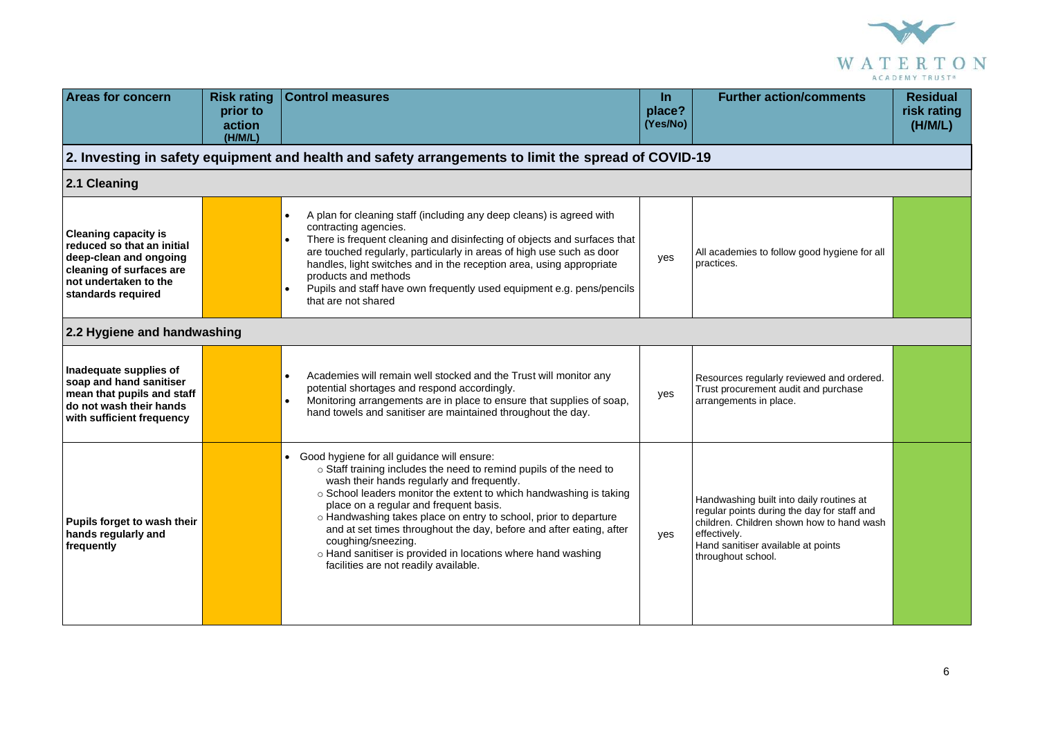| Areas for concern | Risk rating prior to action (H/M/L) | Control measures | In place? (Yes/No) | Further action/comments | Residual risk rating (H/M/L) |
|---|---|---|---|---|---|
| **2. Investing in safety equipment and health and safety arrangements to limit the spread of COVID-19** | | | | | |
| **2.1 Cleaning** | | | | | |
| **Cleaning capacity is reduced so that an initial deep-clean and ongoing cleaning of surfaces are not undertaken to the standards required** | | • A plan for cleaning staff (including any deep cleans) is agreed with contracting agencies.<br>• There is frequent cleaning and disinfecting of objects and surfaces that are touched regularly, particularly in areas of high use such as door handles, light switches and in the reception area, using appropriate products and methods<br>• Pupils and staff have own frequently used equipment e.g. pens/pencils that are not shared | yes | All academies to follow good hygiene for all practices. | |
| **2.2 Hygiene and handwashing** | | | | | |
| **Inadequate supplies of soap and hand sanitiser mean that pupils and staff do not wash their hands with sufficient frequency** | | • Academies will remain well stocked and the Trust will monitor any potential shortages and respond accordingly.<br>• Monitoring arrangements are in place to ensure that supplies of soap, hand towels and sanitiser are maintained throughout the day. | yes | Resources regularly reviewed and ordered. Trust procurement audit and purchase arrangements in place. | |
| **Pupils forget to wash their hands regularly and frequently** | | • Good hygiene for all guidance will ensure:<br>○ Staff training includes the need to remind pupils of the need to wash their hands regularly and frequently.<br>○ School leaders monitor the extent to which handwashing is taking place on a regular and frequent basis.<br>○ Handwashing takes place on entry to school, prior to departure and at set times throughout the day, before and after eating, after coughing/sneezing.<br>○ Hand sanitiser is provided in locations where hand washing facilities are not readily available. | yes | Handwashing built into daily routines at regular points during the day for staff and children. Children shown how to hand wash effectively.<br>Hand sanitiser available at points throughout school. | |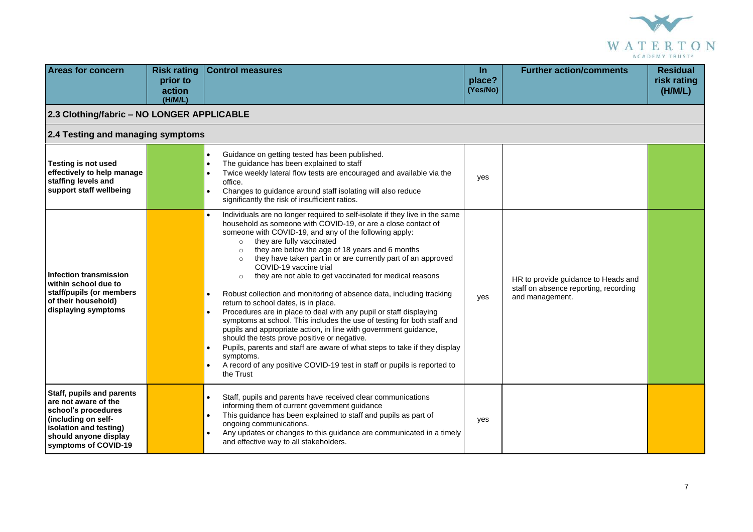| Areas for concern | Risk rating prior to action (H/M/L) | Control measures | In place? (Yes/No) | Further action/comments | Residual risk rating (H/M/L) |
|---|---|---|---|---|---|
| **2.3 Clothing/fabric – NO LONGER APPLICABLE** | | | | | |
| **2.4 Testing and managing symptoms** | | | | | |
| **Testing is not used effectively to help manage staffing levels and support staff wellbeing** | | • Guidance on getting tested has been published.<br>• The guidance has been explained to staff<br>• Twice weekly lateral flow tests are encouraged and available via the office.<br>• Changes to guidance around staff isolating will also reduce significantly the risk of insufficient ratios. | yes | | |
| **Infection transmission within school due to staff/pupils (or members of their household) displaying symptoms** | | • Individuals are no longer required to self-isolate if they live in the same household as someone with COVID-19, or are a close contact of someone with COVID-19, and any of the following apply:<br>&nbsp;&nbsp;○ they are fully vaccinated<br>&nbsp;&nbsp;○ they are below the age of 18 years and 6 months<br>&nbsp;&nbsp;○ they have taken part in or are currently part of an approved COVID-19 vaccine trial<br>&nbsp;&nbsp;○ they are not able to get vaccinated for medical reasons<br>• Robust collection and monitoring of absence data, including tracking return to school dates, is in place.<br>• Procedures are in place to deal with any pupil or staff displaying symptoms at school. This includes the use of testing for both staff and pupils and appropriate action, in line with government guidance, should the tests prove positive or negative.<br>• Pupils, parents and staff are aware of what steps to take if they display symptoms.<br>• A record of any positive COVID-19 test in staff or pupils is reported to the Trust | yes | HR to provide guidance to Heads and staff on absence reporting, recording and management. | |
| **Staff, pupils and parents are not aware of the school's procedures (including on self-isolation and testing) should anyone display symptoms of COVID-19** | | • Staff, pupils and parents have received clear communications informing them of current government guidance<br>• This guidance has been explained to staff and pupils as part of ongoing communications.<br>• Any updates or changes to this guidance are communicated in a timely and effective way to all stakeholders. | yes | | |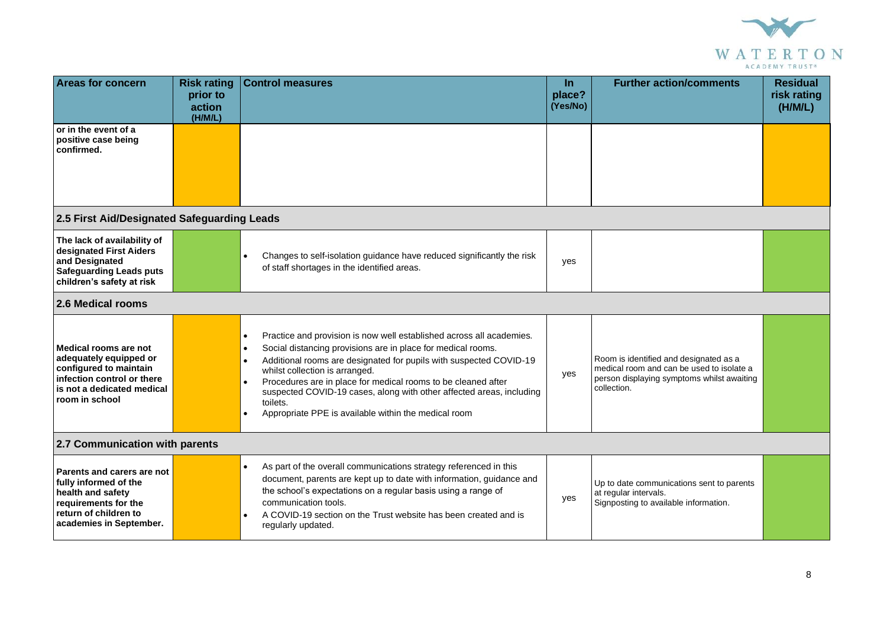| Areas for concern | Risk rating prior to action (H/M/L) | Control measures | In place? (Yes/No) | Further action/comments | Residual risk rating (H/M/L) |
|---|---|---|---|---|---|
| or in the event of a positive case being confirmed. | | | | | |
| **2.5 First Aid/Designated Safeguarding Leads** | | | | | |
| **The lack of availability of designated First Aiders and Designated Safeguarding Leads puts children's safety at risk** | | • Changes to self-isolation guidance have reduced significantly the risk of staff shortages in the identified areas. | yes | | |
| **2.6 Medical rooms** | | | | | |
| **Medical rooms are not adequately equipped or configured to maintain infection control or there is not a dedicated medical room in school** | | • Practice and provision is now well established across all academies.<br>• Social distancing provisions are in place for medical rooms.<br>• Additional rooms are designated for pupils with suspected COVID-19 whilst collection is arranged.<br>• Procedures are in place for medical rooms to be cleaned after suspected COVID-19 cases, along with other affected areas, including toilets.<br>• Appropriate PPE is available within the medical room | yes | Room is identified and designated as a medical room and can be used to isolate a person displaying symptoms whilst awaiting collection. | |
| **2.7 Communication with parents** | | | | | |
| **Parents and carers are not fully informed of the health and safety requirements for the return of children to academies in September.** | | • As part of the overall communications strategy referenced in this document, parents are kept up to date with information, guidance and the school's expectations on a regular basis using a range of communication tools.<br>• A COVID-19 section on the Trust website has been created and is regularly updated. | yes | Up to date communications sent to parents at regular intervals.<br>Signposting to available information. | |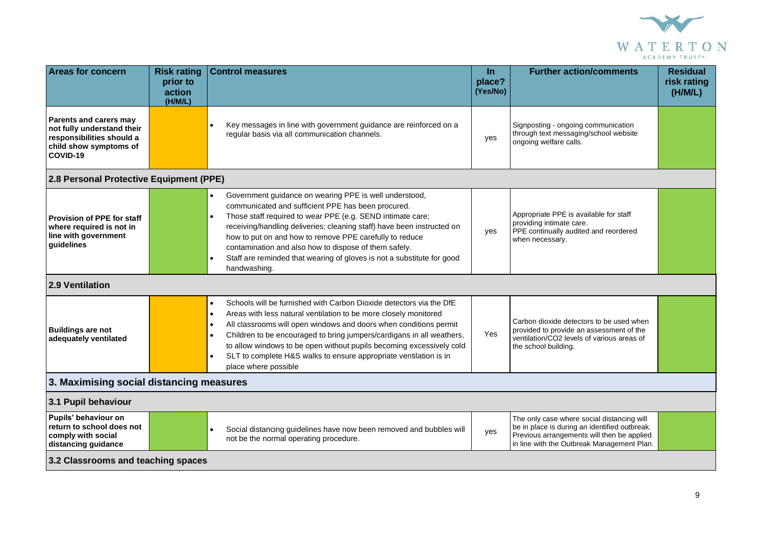| Areas for concern | Risk rating prior to action (H/M/L) | Control measures | In place? (Yes/No) | Further action/comments | Residual risk rating (H/M/L) |
|---|---|---|---|---|---|
| **Parents and carers may not fully understand their responsibilities should a child show symptoms of COVID-19** | | • Key messages in line with government guidance are reinforced on a regular basis via all communication channels. | yes | Signposting - ongoing communication through text messaging/school website ongoing welfare calls. | |
| **2.8 Personal Protective Equipment (PPE)** | | | | | |
| **Provision of PPE for staff where required is not in line with government guidelines** | | • Government guidance on wearing PPE is well understood, communicated and sufficient PPE has been procured.<br>• Those staff required to wear PPE (e.g. SEND intimate care; receiving/handling deliveries; cleaning staff) have been instructed on how to put on and how to remove PPE carefully to reduce contamination and also how to dispose of them safely.<br>• Staff are reminded that wearing of gloves is not a substitute for good handwashing. | yes | Appropriate PPE is available for staff providing intimate care.<br>PPE continually audited and reordered when necessary. | |
| **2.9 Ventilation** | | | | | |
| **Buildings are not adequately ventilated** | | • Schools will be furnished with Carbon Dioxide detectors via the DfE<br>• Areas with less natural ventilation to be more closely monitored<br>• All classrooms will open windows and doors when conditions permit<br>• Children to be encouraged to bring jumpers/cardigans in all weathers, to allow windows to be open without pupils becoming excessively cold<br>• SLT to complete H&S walks to ensure appropriate ventilation is in place where possible | Yes | Carbon dioxide detectors to be used when provided to provide an assessment of the ventilation/CO2 levels of various areas of the school building. | |
| **3. Maximising social distancing measures** | | | | | |
| **3.1 Pupil behaviour** | | | | | |
| **Pupils' behaviour on return to school does not comply with social distancing guidance** | | • Social distancing guidelines have now been removed and bubbles will not be the normal operating procedure. | yes | The only case where social distancing will be in place is during an identified outbreak. Previous arrangements will then be applied in line with the Outbreak Management Plan. | |
| **3.2 Classrooms and teaching spaces** | | | | | |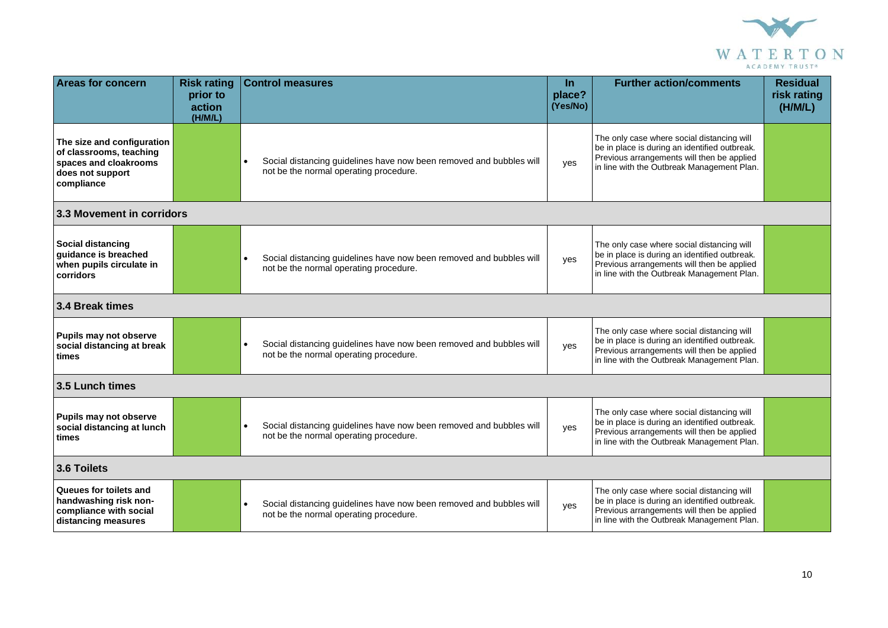| Areas for concern | Risk rating prior to action (H/M/L) | Control measures | In place? (Yes/No) | Further action/comments | Residual risk rating (H/M/L) |
|---|---|---|---|---|---|
| **The size and configuration of classrooms, teaching spaces and cloakrooms does not support compliance** | | • Social distancing guidelines have now been removed and bubbles will not be the normal operating procedure. | yes | The only case where social distancing will be in place is during an identified outbreak. Previous arrangements will then be applied in line with the Outbreak Management Plan. | |
| **3.3 Movement in corridors** | | | | | |
| **Social distancing guidance is breached when pupils circulate in corridors** | | • Social distancing guidelines have now been removed and bubbles will not be the normal operating procedure. | yes | The only case where social distancing will be in place is during an identified outbreak. Previous arrangements will then be applied in line with the Outbreak Management Plan. | |
| **3.4 Break times** | | | | | |
| **Pupils may not observe social distancing at break times** | | • Social distancing guidelines have now been removed and bubbles will not be the normal operating procedure. | yes | The only case where social distancing will be in place is during an identified outbreak. Previous arrangements will then be applied in line with the Outbreak Management Plan. | |
| **3.5 Lunch times** | | | | | |
| **Pupils may not observe social distancing at lunch times** | | • Social distancing guidelines have now been removed and bubbles will not be the normal operating procedure. | yes | The only case where social distancing will be in place is during an identified outbreak. Previous arrangements will then be applied in line with the Outbreak Management Plan. | |
| **3.6 Toilets** | | | | | |
| **Queues for toilets and handwashing risk non-compliance with social distancing measures** | | • Social distancing guidelines have now been removed and bubbles will not be the normal operating procedure. | yes | The only case where social distancing will be in place is during an identified outbreak. Previous arrangements will then be applied in line with the Outbreak Management Plan. | |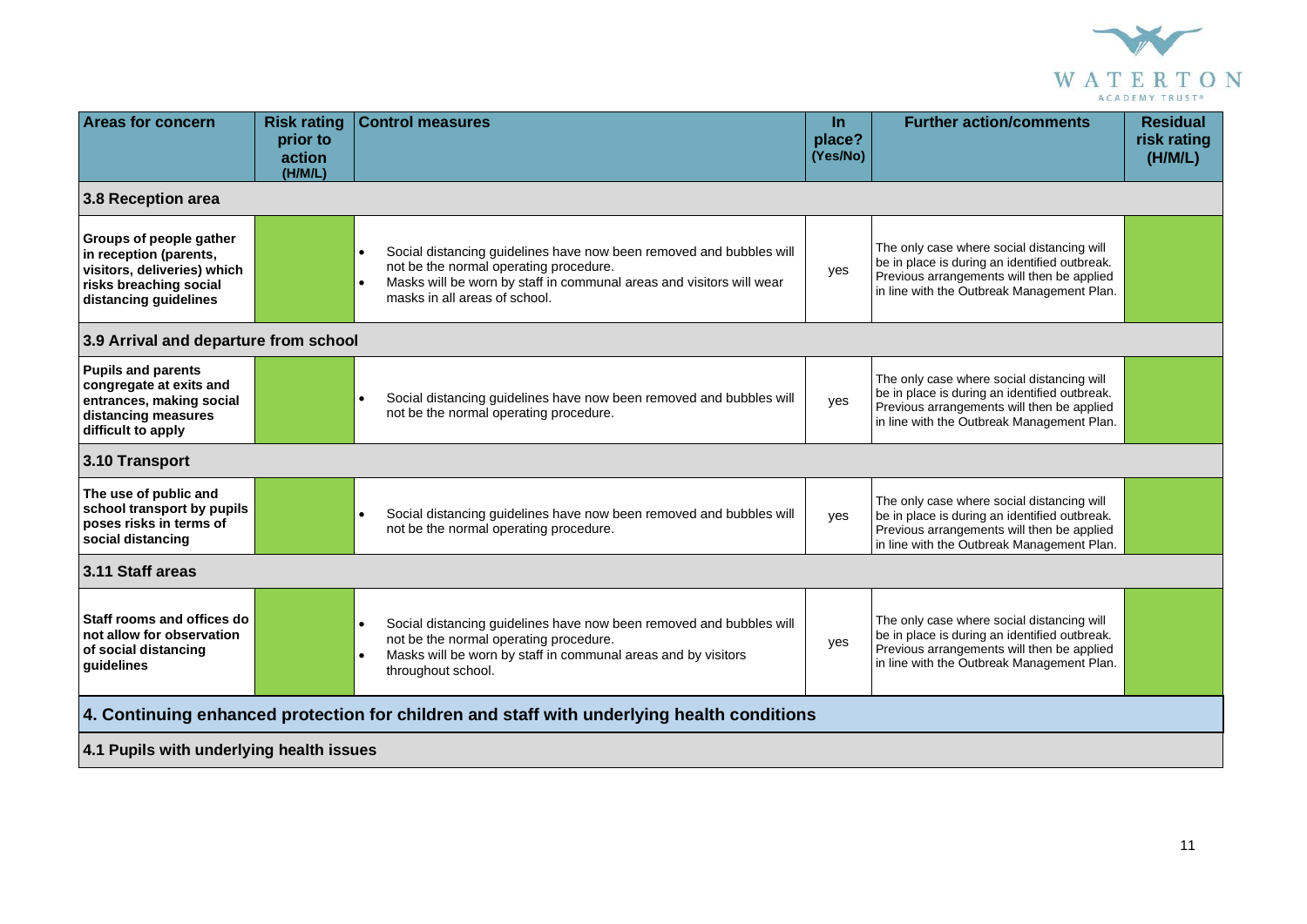| Areas for concern | Risk rating prior to action (H/M/L) | Control measures | In place? (Yes/No) | Further action/comments | Residual risk rating (H/M/L) |
|---|---|---|---|---|---|
| **3.8 Reception area** | | | | | |
| **Groups of people gather in reception (parents, visitors, deliveries) which risks breaching social distancing guidelines** | | • Social distancing guidelines have now been removed and bubbles will not be the normal operating procedure.<br>• Masks will be worn by staff in communal areas and visitors will wear masks in all areas of school. | yes | The only case where social distancing will be in place is during an identified outbreak. Previous arrangements will then be applied in line with the Outbreak Management Plan. | |
| **3.9 Arrival and departure from school** | | | | | |
| **Pupils and parents congregate at exits and entrances, making social distancing measures difficult to apply** | | • Social distancing guidelines have now been removed and bubbles will not be the normal operating procedure. | yes | The only case where social distancing will be in place is during an identified outbreak. Previous arrangements will then be applied in line with the Outbreak Management Plan. | |
| **3.10 Transport** | | | | | |
| **The use of public and school transport by pupils poses risks in terms of social distancing** | | • Social distancing guidelines have now been removed and bubbles will not be the normal operating procedure. | yes | The only case where social distancing will be in place is during an identified outbreak. Previous arrangements will then be applied in line with the Outbreak Management Plan. | |
| **3.11 Staff areas** | | | | | |
| **Staff rooms and offices do not allow for observation of social distancing guidelines** | | • Social distancing guidelines have now been removed and bubbles will not be the normal operating procedure.<br>• Masks will be worn by staff in communal areas and by visitors throughout school. | yes | The only case where social distancing will be in place is during an identified outbreak. Previous arrangements will then be applied in line with the Outbreak Management Plan. | |
| **4. Continuing enhanced protection for children and staff with underlying health conditions** | | | | | |
| **4.1 Pupils with underlying health issues** | | | | | |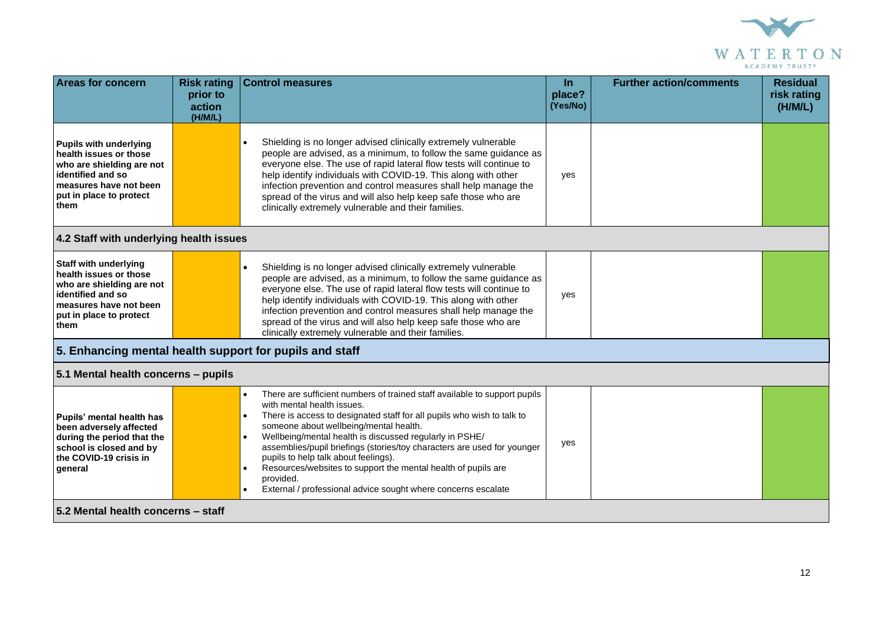| Areas for concern | Risk rating prior to action (H/M/L) | Control measures | In place? (Yes/No) | Further action/comments | Residual risk rating (H/M/L) |
|---|---|---|---|---|---|
| **Pupils with underlying health issues or those who are shielding are not identified and so measures have not been put in place to protect them** | | • Shielding is no longer advised clinically extremely vulnerable people are advised, as a minimum, to follow the same guidance as everyone else. The use of rapid lateral flow tests will continue to help identify individuals with COVID-19. This along with other infection prevention and control measures shall help manage the spread of the virus and will also help keep safe those who are clinically extremely vulnerable and their families. | yes | | |
| **4.2 Staff with underlying health issues** | | | | | |
| **Staff with underlying health issues or those who are shielding are not identified and so measures have not been put in place to protect them** | | • Shielding is no longer advised clinically extremely vulnerable people are advised, as a minimum, to follow the same guidance as everyone else. The use of rapid lateral flow tests will continue to help identify individuals with COVID-19. This along with other infection prevention and control measures shall help manage the spread of the virus and will also help keep safe those who are clinically extremely vulnerable and their families. | yes | | |
| **5. Enhancing mental health support for pupils and staff** | | | | | |
| **5.1 Mental health concerns – pupils** | | | | | |
| **Pupils' mental health has been adversely affected during the period that the school is closed and by the COVID-19 crisis in general** | | • There are sufficient numbers of trained staff available to support pupils with mental health issues.<br>• There is access to designated staff for all pupils who wish to talk to someone about wellbeing/mental health.<br>• Wellbeing/mental health is discussed regularly in PSHE/ assemblies/pupil briefings (stories/toy characters are used for younger pupils to help talk about feelings).<br>• Resources/websites to support the mental health of pupils are provided.<br>• External / professional advice sought where concerns escalate | yes | | |
| **5.2 Mental health concerns – staff** | | | | | |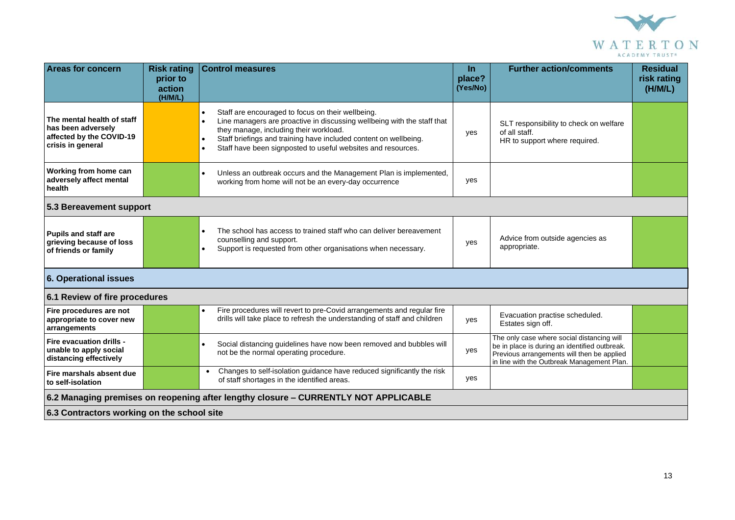| Areas for concern | Risk rating prior to action (H/M/L) | Control measures | In place? (Yes/No) | Further action/comments | Residual risk rating (H/M/L) |
|---|---|---|---|---|---|
| **The mental health of staff has been adversely affected by the COVID-19 crisis in general** | | • Staff are encouraged to focus on their wellbeing.<br>• Line managers are proactive in discussing wellbeing with the staff that they manage, including their workload.<br>• Staff briefings and training have included content on wellbeing.<br>• Staff have been signposted to useful websites and resources. | yes | SLT responsibility to check on welfare of all staff.<br>HR to support where required. | |
| **Working from home can adversely affect mental health** | | • Unless an outbreak occurs and the Management Plan is implemented, working from home will not be an every-day occurrence | yes | | |
| **5.3 Bereavement support** | | | | | |
| **Pupils and staff are grieving because of loss of friends or family** | | • The school has access to trained staff who can deliver bereavement counselling and support.<br>• Support is requested from other organisations when necessary. | yes | Advice from outside agencies as appropriate. | |
| **6. Operational issues** | | | | | |
| **6.1 Review of fire procedures** | | | | | |
| **Fire procedures are not appropriate to cover new arrangements** | | • Fire procedures will revert to pre-Covid arrangements and regular fire drills will take place to refresh the understanding of staff and children | yes | Evacuation practise scheduled.<br>Estates sign off. | |
| **Fire evacuation drills - unable to apply social distancing effectively** | | • Social distancing guidelines have now been removed and bubbles will not be the normal operating procedure. | yes | The only case where social distancing will be in place is during an identified outbreak. Previous arrangements will then be applied in line with the Outbreak Management Plan. | |
| **Fire marshals absent due to self-isolation** | | • Changes to self-isolation guidance have reduced significantly the risk of staff shortages in the identified areas. | yes | | |
| **6.2 Managing premises on reopening after lengthy closure – CURRENTLY NOT APPLICABLE** | | | | | |
| **6.3 Contractors working on the school site** | | | | | |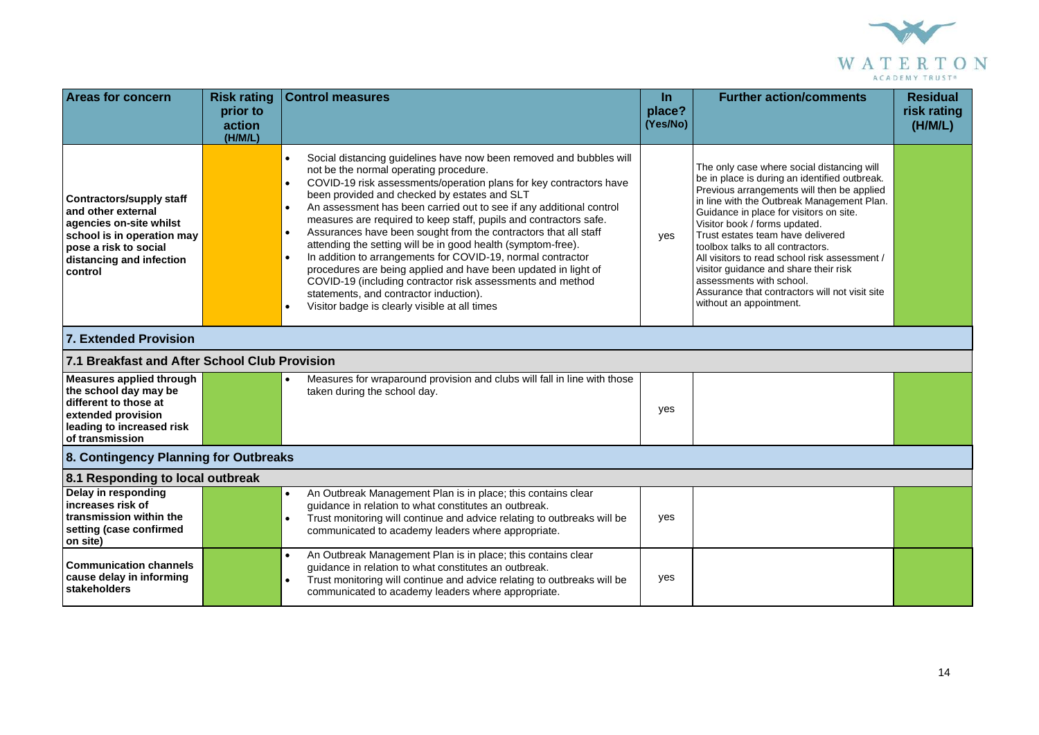| Areas for concern | Risk rating prior to action (H/M/L) | Control measures | In place? (Yes/No) | Further action/comments | Residual risk rating (H/M/L) |
|---|---|---|---|---|---|
| **Contractors/supply staff and other external agencies on-site whilst school is in operation may pose a risk to social distancing and infection control** | | • Social distancing guidelines have now been removed and bubbles will not be the normal operating procedure.<br>• COVID-19 risk assessments/operation plans for key contractors have been provided and checked by estates and SLT<br>• An assessment has been carried out to see if any additional control measures are required to keep staff, pupils and contractors safe.<br>• Assurances have been sought from the contractors that all staff attending the setting will be in good health (symptom-free).<br>• In addition to arrangements for COVID-19, normal contractor procedures are being applied and have been updated in light of COVID-19 (including contractor risk assessments and method statements, and contractor induction).<br>• Visitor badge is clearly visible at all times | yes | The only case where social distancing will be in place is during an identified outbreak. Previous arrangements will then be applied in line with the Outbreak Management Plan. Guidance in place for visitors on site. Visitor book / forms updated. Trust estates team have delivered toolbox talks to all contractors. All visitors to read school risk assessment / visitor guidance and share their risk assessments with school. Assurance that contractors will not visit site without an appointment. | |
| **7. Extended Provision** | | | | | |
| **7.1 Breakfast and After School Club Provision** | | | | | |
| **Measures applied through the school day may be different to those at extended provision leading to increased risk of transmission** | | • Measures for wraparound provision and clubs will fall in line with those taken during the school day. | yes | | |
| **8. Contingency Planning for Outbreaks** | | | | | |
| **8.1 Responding to local outbreak** | | | | | |
| **Delay in responding increases risk of transmission within the setting (case confirmed on site)** | | • An Outbreak Management Plan is in place; this contains clear guidance in relation to what constitutes an outbreak.<br>• Trust monitoring will continue and advice relating to outbreaks will be communicated to academy leaders where appropriate. | yes | | |
| **Communication channels cause delay in informing stakeholders** | | • An Outbreak Management Plan is in place; this contains clear guidance in relation to what constitutes an outbreak.<br>• Trust monitoring will continue and advice relating to outbreaks will be communicated to academy leaders where appropriate. | yes | | |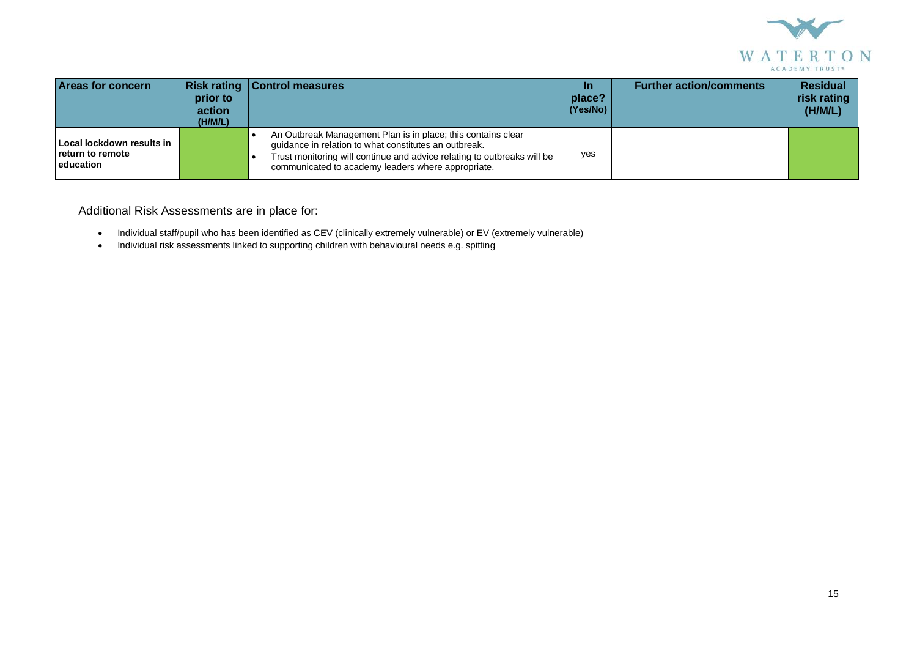| Areas for concern | Risk rating prior to action (H/M/L) | Control measures | In place? (Yes/No) | Further action/comments | Residual risk rating (H/M/L) |
|---|---|---|---|---|---|
| Local lockdown results in return to remote education | | • An Outbreak Management Plan is in place; this contains clear guidance in relation to what constitutes an outbreak.<br>• Trust monitoring will continue and advice relating to outbreaks will be communicated to academy leaders where appropriate. | yes | | |

Additional Risk Assessments are in place for:

- Individual staff/pupil who has been identified as CEV (clinically extremely vulnerable) or EV (extremely vulnerable)
- Individual risk assessments linked to supporting children with behavioural needs e.g. spitting